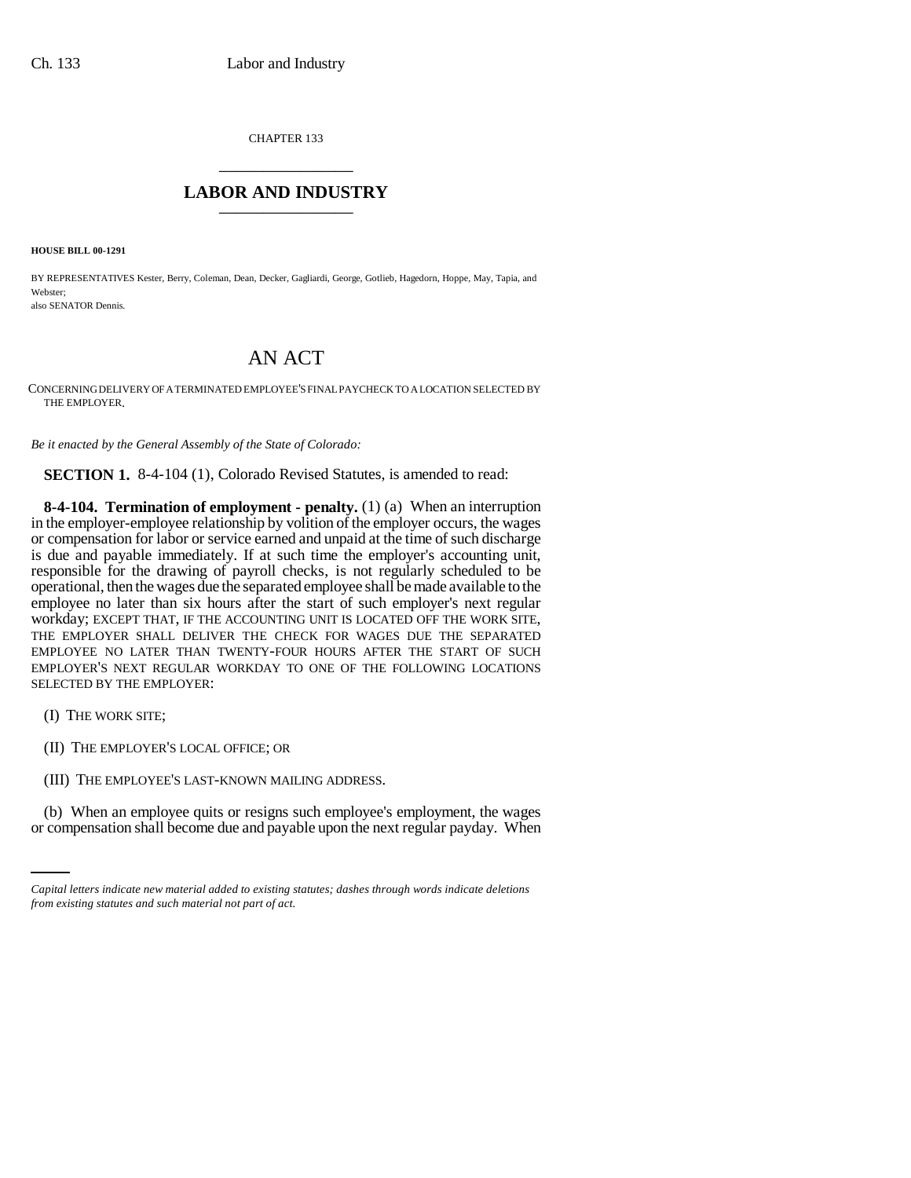CHAPTER 133

# LABOR AND INDUSTRY

**HOUSE BILL 00-1291**

BY REPRESENTATIVES Kester, Berry, Coleman, Dean, Decker, Gagliardi, George, Gotlieb, Hagedorn, Hoppe, May, Tapia, and Webster;
also SENATOR Dennis.

## AN ACT

CONCERNING DELIVERY OF A TERMINATED EMPLOYEE'S FINAL PAYCHECK TO A LOCATION SELECTED BY THE EMPLOYER.

*Be it enacted by the General Assembly of the State of Colorado:*

**SECTION 1.** 8-4-104 (1), Colorado Revised Statutes, is amended to read:

**8-4-104. Termination of employment - penalty.** (1) (a) When an interruption in the employer-employee relationship by volition of the employer occurs, the wages or compensation for labor or service earned and unpaid at the time of such discharge is due and payable immediately. If at such time the employer's accounting unit, responsible for the drawing of payroll checks, is not regularly scheduled to be operational, then the wages due the separated employee shall be made available to the employee no later than six hours after the start of such employer's next regular workday; EXCEPT THAT, IF THE ACCOUNTING UNIT IS LOCATED OFF THE WORK SITE, THE EMPLOYER SHALL DELIVER THE CHECK FOR WAGES DUE THE SEPARATED EMPLOYEE NO LATER THAN TWENTY-FOUR HOURS AFTER THE START OF SUCH EMPLOYER'S NEXT REGULAR WORKDAY TO ONE OF THE FOLLOWING LOCATIONS SELECTED BY THE EMPLOYER:

(I) THE WORK SITE;

(II) THE EMPLOYER'S LOCAL OFFICE; OR

(III) THE EMPLOYEE'S LAST-KNOWN MAILING ADDRESS.

(b) When an employee quits or resigns such employee's employment, the wages or compensation shall become due and payable upon the next regular payday. When

*Capital letters indicate new material added to existing statutes; dashes through words indicate deletions from existing statutes and such material not part of act.*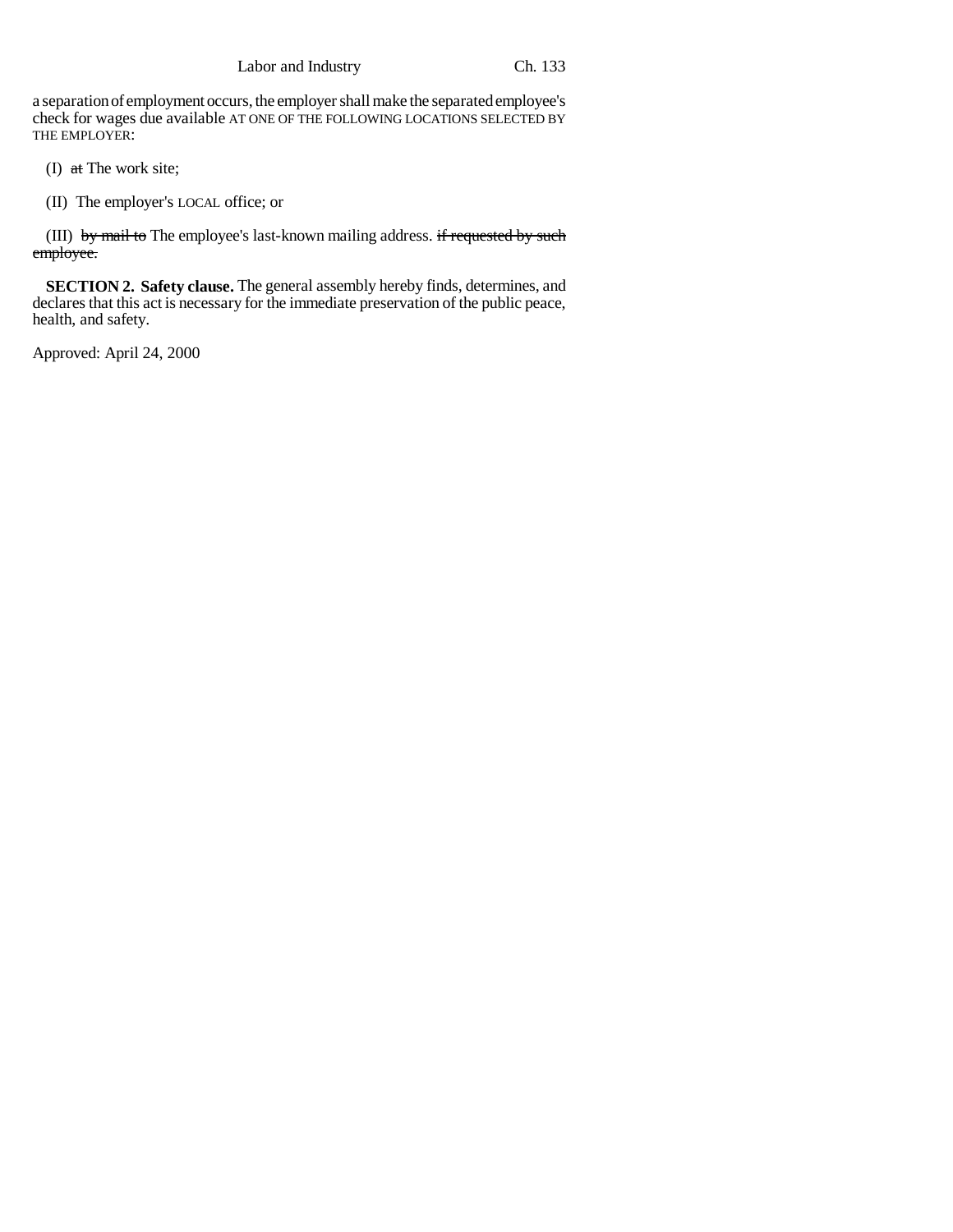a separation of employment occurs, the employer shall make the separated employee's check for wages due available AT ONE OF THE FOLLOWING LOCATIONS SELECTED BY THE EMPLOYER:

(I) ~~at~~ The work site;

(II) The employer's LOCAL office; or

(III) ~~by mail to~~ The employee's last-known mailing address. ~~if requested by such employee.~~

**SECTION 2. Safety clause.** The general assembly hereby finds, determines, and declares that this act is necessary for the immediate preservation of the public peace, health, and safety.

Approved: April 24, 2000